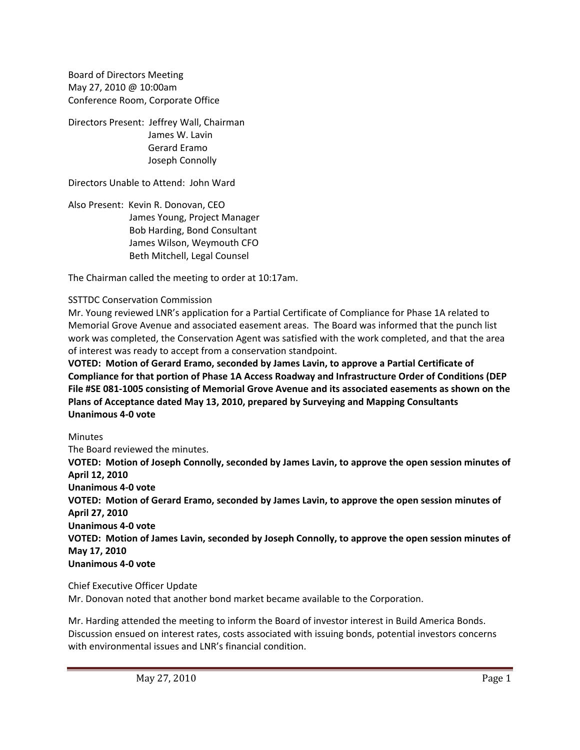Board of Directors Meeting
May 27, 2010 @ 10:00am
Conference Room, Corporate Office

Directors Present: Jeffrey Wall, Chairman
James W. Lavin
Gerard Eramo
Joseph Connolly

Directors Unable to Attend: John Ward

Also Present: Kevin R. Donovan, CEO
James Young, Project Manager
Bob Harding, Bond Consultant
James Wilson, Weymouth CFO
Beth Mitchell, Legal Counsel

The Chairman called the meeting to order at 10:17am.

SSTTDC Conservation Commission

Mr. Young reviewed LNR's application for a Partial Certificate of Compliance for Phase 1A related to Memorial Grove Avenue and associated easement areas. The Board was informed that the punch list work was completed, the Conservation Agent was satisfied with the work completed, and that the area of interest was ready to accept from a conservation standpoint.

**VOTED: Motion of Gerard Eramo, seconded by James Lavin, to approve a Partial Certificate of Compliance for that portion of Phase 1A Access Roadway and Infrastructure Order of Conditions (DEP File #SE 081-1005 consisting of Memorial Grove Avenue and its associated easements as shown on the Plans of Acceptance dated May 13, 2010, prepared by Surveying and Mapping Consultants**
**Unanimous 4-0 vote**

Minutes

The Board reviewed the minutes.

**VOTED: Motion of Joseph Connolly, seconded by James Lavin, to approve the open session minutes of April 12, 2010**
**Unanimous 4-0 vote**

**VOTED: Motion of Gerard Eramo, seconded by James Lavin, to approve the open session minutes of April 27, 2010**
**Unanimous 4-0 vote**

**VOTED: Motion of James Lavin, seconded by Joseph Connolly, to approve the open session minutes of May 17, 2010**
**Unanimous 4-0 vote**

Chief Executive Officer Update

Mr. Donovan noted that another bond market became available to the Corporation.

Mr. Harding attended the meeting to inform the Board of investor interest in Build America Bonds. Discussion ensued on interest rates, costs associated with issuing bonds, potential investors concerns with environmental issues and LNR's financial condition.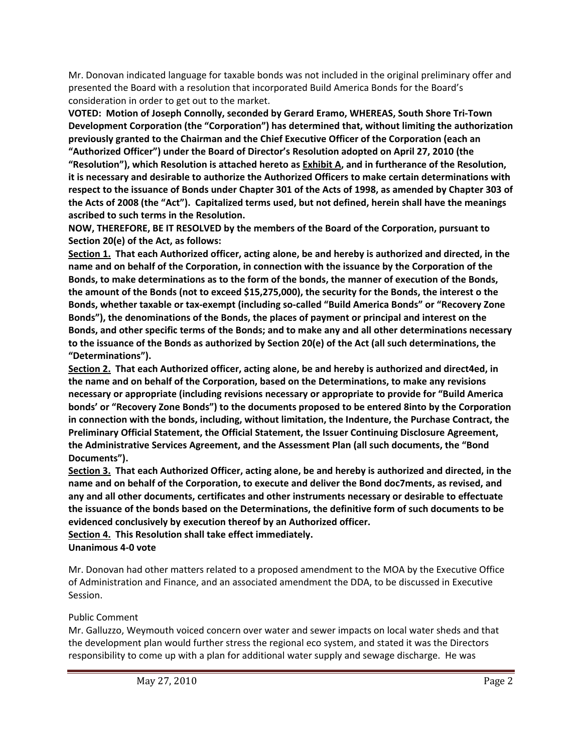Mr. Donovan indicated language for taxable bonds was not included in the original preliminary offer and presented the Board with a resolution that incorporated Build America Bonds for the Board's consideration in order to get out to the market.

**VOTED: Motion of Joseph Connolly, seconded by Gerard Eramo, WHEREAS, South Shore Tri-Town Development Corporation (the "Corporation") has determined that, without limiting the authorization previously granted to the Chairman and the Chief Executive Officer of the Corporation (each an "Authorized Officer") under the Board of Director's Resolution adopted on April 27, 2010 (the "Resolution"), which Resolution is attached hereto as <u>Exhibit A</u>, and in furtherance of the Resolution, it is necessary and desirable to authorize the Authorized Officers to make certain determinations with respect to the issuance of Bonds under Chapter 301 of the Acts of 1998, as amended by Chapter 303 of the Acts of 2008 (the "Act"). Capitalized terms used, but not defined, herein shall have the meanings ascribed to such terms in the Resolution.**

**NOW, THEREFORE, BE IT RESOLVED by the members of the Board of the Corporation, pursuant to Section 20(e) of the Act, as follows:**

**<u>Section 1.</u> That each Authorized officer, acting alone, be and hereby is authorized and directed, in the name and on behalf of the Corporation, in connection with the issuance by the Corporation of the Bonds, to make determinations as to the form of the bonds, the manner of execution of the Bonds, the amount of the Bonds (not to exceed $15,275,000), the security for the Bonds, the interest o the Bonds, whether taxable or tax-exempt (including so-called "Build America Bonds" or "Recovery Zone Bonds"), the denominations of the Bonds, the places of payment or principal and interest on the Bonds, and other specific terms of the Bonds; and to make any and all other determinations necessary to the issuance of the Bonds as authorized by Section 20(e) of the Act (all such determinations, the "Determinations").**

**<u>Section 2.</u> That each Authorized officer, acting alone, be and hereby is authorized and direct4ed, in the name and on behalf of the Corporation, based on the Determinations, to make any revisions necessary or appropriate (including revisions necessary or appropriate to provide for "Build America bonds' or "Recovery Zone Bonds") to the documents proposed to be entered 8into by the Corporation in connection with the bonds, including, without limitation, the Indenture, the Purchase Contract, the Preliminary Official Statement, the Official Statement, the Issuer Continuing Disclosure Agreement, the Administrative Services Agreement, and the Assessment Plan (all such documents, the "Bond Documents").**

**<u>Section 3.</u> That each Authorized Officer, acting alone, be and hereby is authorized and directed, in the name and on behalf of the Corporation, to execute and deliver the Bond doc7ments, as revised, and any and all other documents, certificates and other instruments necessary or desirable to effectuate the issuance of the bonds based on the Determinations, the definitive form of such documents to be evidenced conclusively by execution thereof by an Authorized officer.**

**<u>Section 4.</u> This Resolution shall take effect immediately.**

**Unanimous 4-0 vote**

Mr. Donovan had other matters related to a proposed amendment to the MOA by the Executive Office of Administration and Finance, and an associated amendment the DDA, to be discussed in Executive Session.

Public Comment

Mr. Galluzzo, Weymouth voiced concern over water and sewer impacts on local water sheds and that the development plan would further stress the regional eco system, and stated it was the Directors responsibility to come up with a plan for additional water supply and sewage discharge. He was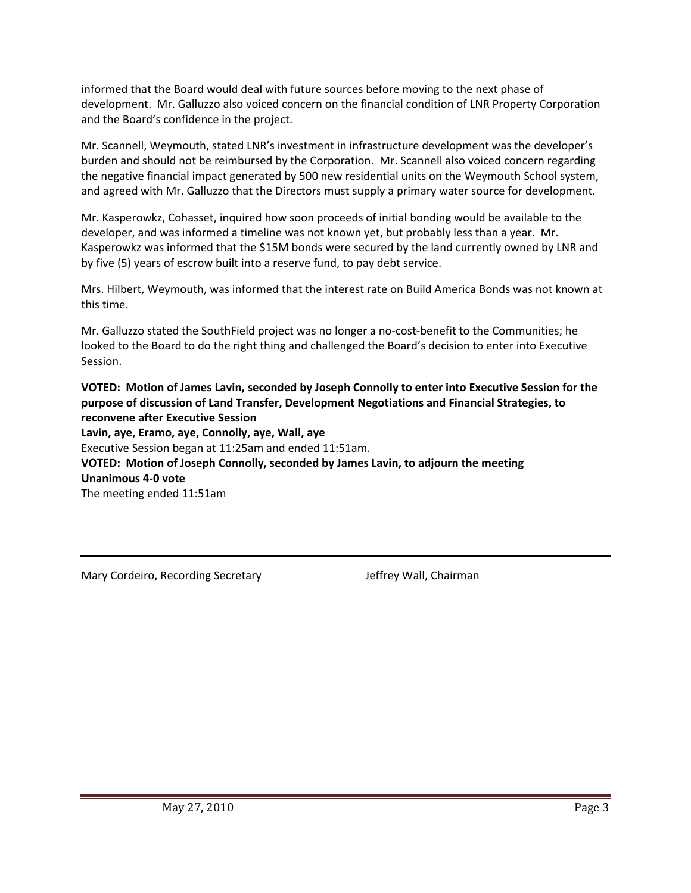informed that the Board would deal with future sources before moving to the next phase of development. Mr. Galluzzo also voiced concern on the financial condition of LNR Property Corporation and the Board's confidence in the project.

Mr. Scannell, Weymouth, stated LNR's investment in infrastructure development was the developer's burden and should not be reimbursed by the Corporation. Mr. Scannell also voiced concern regarding the negative financial impact generated by 500 new residential units on the Weymouth School system, and agreed with Mr. Galluzzo that the Directors must supply a primary water source for development.

Mr. Kasperowkz, Cohasset, inquired how soon proceeds of initial bonding would be available to the developer, and was informed a timeline was not known yet, but probably less than a year. Mr. Kasperowkz was informed that the $15M bonds were secured by the land currently owned by LNR and by five (5) years of escrow built into a reserve fund, to pay debt service.

Mrs. Hilbert, Weymouth, was informed that the interest rate on Build America Bonds was not known at this time.

Mr. Galluzzo stated the SouthField project was no longer a no-cost-benefit to the Communities; he looked to the Board to do the right thing and challenged the Board's decision to enter into Executive Session.

**VOTED: Motion of James Lavin, seconded by Joseph Connolly to enter into Executive Session for the purpose of discussion of Land Transfer, Development Negotiations and Financial Strategies, to reconvene after Executive Session**
**Lavin, aye, Eramo, aye, Connolly, aye, Wall, aye**
Executive Session began at 11:25am and ended 11:51am.
**VOTED: Motion of Joseph Connolly, seconded by James Lavin, to adjourn the meeting**
**Unanimous 4-0 vote**
The meeting ended 11:51am

Mary Cordeiro, Recording Secretary

Jeffrey Wall, Chairman

May 27, 2010